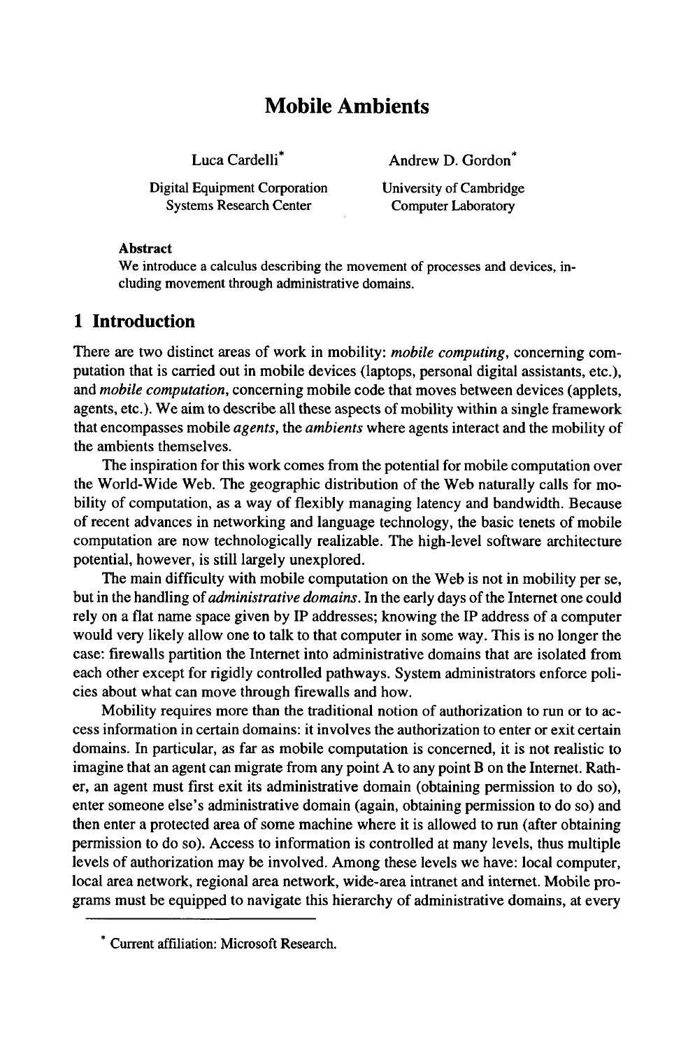# Mobile Ambients

Luca Cardelli*

Digital Equipment Corporation
Systems Research Center

Andrew D. Gordon*

University of Cambridge
Computer Laboratory

**Abstract**

We introduce a calculus describing the movement of processes and devices, including movement through administrative domains.

## 1 Introduction

There are two distinct areas of work in mobility: *mobile computing*, concerning computation that is carried out in mobile devices (laptops, personal digital assistants, etc.), and *mobile computation*, concerning mobile code that moves between devices (applets, agents, etc.). We aim to describe all these aspects of mobility within a single framework that encompasses mobile *agents*, the *ambients* where agents interact and the mobility of the ambients themselves.

The inspiration for this work comes from the potential for mobile computation over the World-Wide Web. The geographic distribution of the Web naturally calls for mobility of computation, as a way of flexibly managing latency and bandwidth. Because of recent advances in networking and language technology, the basic tenets of mobile computation are now technologically realizable. The high-level software architecture potential, however, is still largely unexplored.

The main difficulty with mobile computation on the Web is not in mobility per se, but in the handling of *administrative domains*. In the early days of the Internet one could rely on a flat name space given by IP addresses; knowing the IP address of a computer would very likely allow one to talk to that computer in some way. This is no longer the case: firewalls partition the Internet into administrative domains that are isolated from each other except for rigidly controlled pathways. System administrators enforce policies about what can move through firewalls and how.

Mobility requires more than the traditional notion of authorization to run or to access information in certain domains: it involves the authorization to enter or exit certain domains. In particular, as far as mobile computation is concerned, it is not realistic to imagine that an agent can migrate from any point A to any point B on the Internet. Rather, an agent must first exit its administrative domain (obtaining permission to do so), enter someone else's administrative domain (again, obtaining permission to do so) and then enter a protected area of some machine where it is allowed to run (after obtaining permission to do so). Access to information is controlled at many levels, thus multiple levels of authorization may be involved. Among these levels we have: local computer, local area network, regional area network, wide-area intranet and internet. Mobile programs must be equipped to navigate this hierarchy of administrative domains, at every

* Current affiliation: Microsoft Research.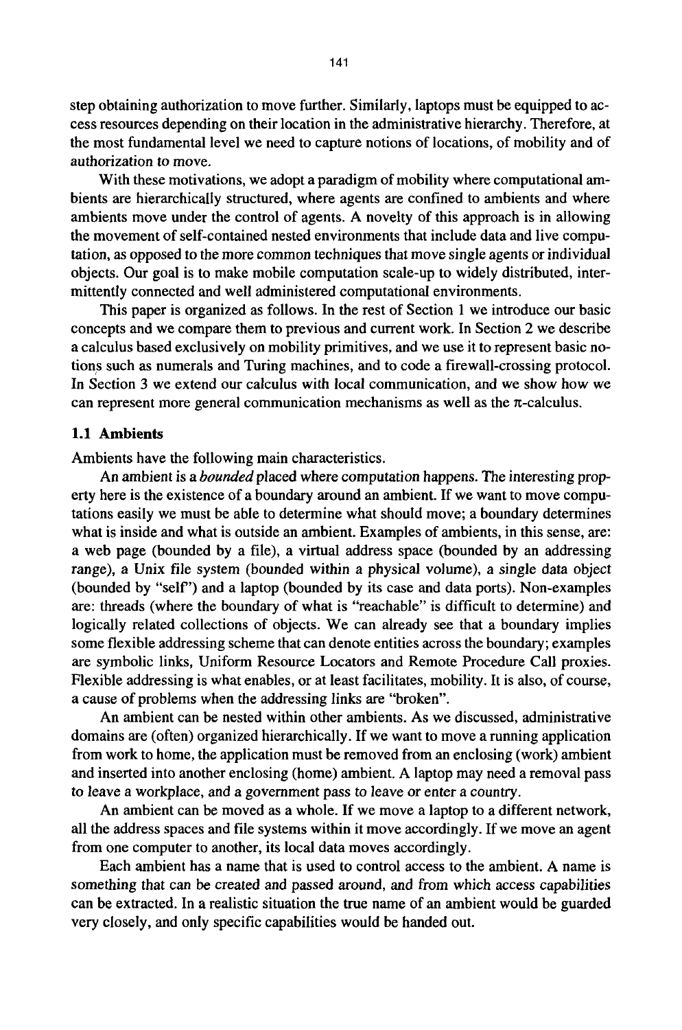step obtaining authorization to move further. Similarly, laptops must be equipped to access resources depending on their location in the administrative hierarchy. Therefore, at the most fundamental level we need to capture notions of locations, of mobility and of authorization to move.

With these motivations, we adopt a paradigm of mobility where computational ambients are hierarchically structured, where agents are confined to ambients and where ambients move under the control of agents. A novelty of this approach is in allowing the movement of self-contained nested environments that include data and live computation, as opposed to the more common techniques that move single agents or individual objects. Our goal is to make mobile computation scale-up to widely distributed, intermittently connected and well administered computational environments.

This paper is organized as follows. In the rest of Section 1 we introduce our basic concepts and we compare them to previous and current work. In Section 2 we describe a calculus based exclusively on mobility primitives, and we use it to represent basic notions such as numerals and Turing machines, and to code a firewall-crossing protocol. In Section 3 we extend our calculus with local communication, and we show how we can represent more general communication mechanisms as well as the $\pi$-calculus.

### 1.1 Ambients

Ambients have the following main characteristics.

An ambient is a *bounded* placed where computation happens. The interesting property here is the existence of a boundary around an ambient. If we want to move computations easily we must be able to determine what should move; a boundary determines what is inside and what is outside an ambient. Examples of ambients, in this sense, are: a web page (bounded by a file), a virtual address space (bounded by an addressing range), a Unix file system (bounded within a physical volume), a single data object (bounded by "self") and a laptop (bounded by its case and data ports). Non-examples are: threads (where the boundary of what is "reachable" is difficult to determine) and logically related collections of objects. We can already see that a boundary implies some flexible addressing scheme that can denote entities across the boundary; examples are symbolic links, Uniform Resource Locators and Remote Procedure Call proxies. Flexible addressing is what enables, or at least facilitates, mobility. It is also, of course, a cause of problems when the addressing links are "broken".

An ambient can be nested within other ambients. As we discussed, administrative domains are (often) organized hierarchically. If we want to move a running application from work to home, the application must be removed from an enclosing (work) ambient and inserted into another enclosing (home) ambient. A laptop may need a removal pass to leave a workplace, and a government pass to leave or enter a country.

An ambient can be moved as a whole. If we move a laptop to a different network, all the address spaces and file systems within it move accordingly. If we move an agent from one computer to another, its local data moves accordingly.

Each ambient has a name that is used to control access to the ambient. A name is something that can be created and passed around, and from which access capabilities can be extracted. In a realistic situation the true name of an ambient would be guarded very closely, and only specific capabilities would be handed out.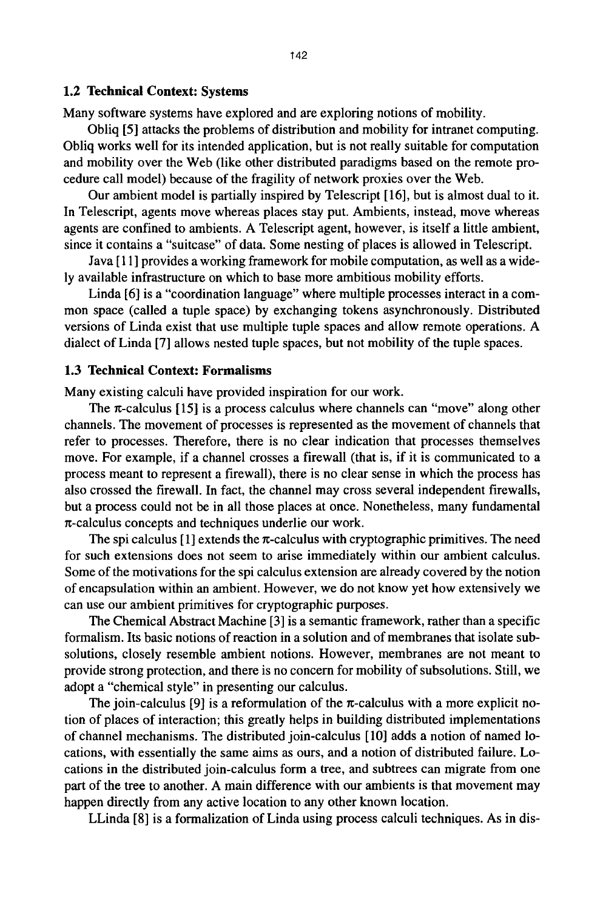## 1.2 Technical Context: Systems

Many software systems have explored and are exploring notions of mobility.

Obliq [5] attacks the problems of distribution and mobility for intranet computing. Obliq works well for its intended application, but is not really suitable for computation and mobility over the Web (like other distributed paradigms based on the remote procedure call model) because of the fragility of network proxies over the Web.

Our ambient model is partially inspired by Telescript [16], but is almost dual to it. In Telescript, agents move whereas places stay put. Ambients, instead, move whereas agents are confined to ambients. A Telescript agent, however, is itself a little ambient, since it contains a "suitcase" of data. Some nesting of places is allowed in Telescript.

Java [11] provides a working framework for mobile computation, as well as a widely available infrastructure on which to base more ambitious mobility efforts.

Linda [6] is a "coordination language" where multiple processes interact in a common space (called a tuple space) by exchanging tokens asynchronously. Distributed versions of Linda exist that use multiple tuple spaces and allow remote operations. A dialect of Linda [7] allows nested tuple spaces, but not mobility of the tuple spaces.

## 1.3 Technical Context: Formalisms

Many existing calculi have provided inspiration for our work.

The $\pi$-calculus [15] is a process calculus where channels can "move" along other channels. The movement of processes is represented as the movement of channels that refer to processes. Therefore, there is no clear indication that processes themselves move. For example, if a channel crosses a firewall (that is, if it is communicated to a process meant to represent a firewall), there is no clear sense in which the process has also crossed the firewall. In fact, the channel may cross several independent firewalls, but a process could not be in all those places at once. Nonetheless, many fundamental $\pi$-calculus concepts and techniques underlie our work.

The spi calculus [1] extends the $\pi$-calculus with cryptographic primitives. The need for such extensions does not seem to arise immediately within our ambient calculus. Some of the motivations for the spi calculus extension are already covered by the notion of encapsulation within an ambient. However, we do not know yet how extensively we can use our ambient primitives for cryptographic purposes.

The Chemical Abstract Machine [3] is a semantic framework, rather than a specific formalism. Its basic notions of reaction in a solution and of membranes that isolate subsolutions, closely resemble ambient notions. However, membranes are not meant to provide strong protection, and there is no concern for mobility of subsolutions. Still, we adopt a "chemical style" in presenting our calculus.

The join-calculus [9] is a reformulation of the $\pi$-calculus with a more explicit notion of places of interaction; this greatly helps in building distributed implementations of channel mechanisms. The distributed join-calculus [10] adds a notion of named locations, with essentially the same aims as ours, and a notion of distributed failure. Locations in the distributed join-calculus form a tree, and subtrees can migrate from one part of the tree to another. A main difference with our ambients is that movement may happen directly from any active location to any other known location.

LLinda [8] is a formalization of Linda using process calculi techniques. As in dis-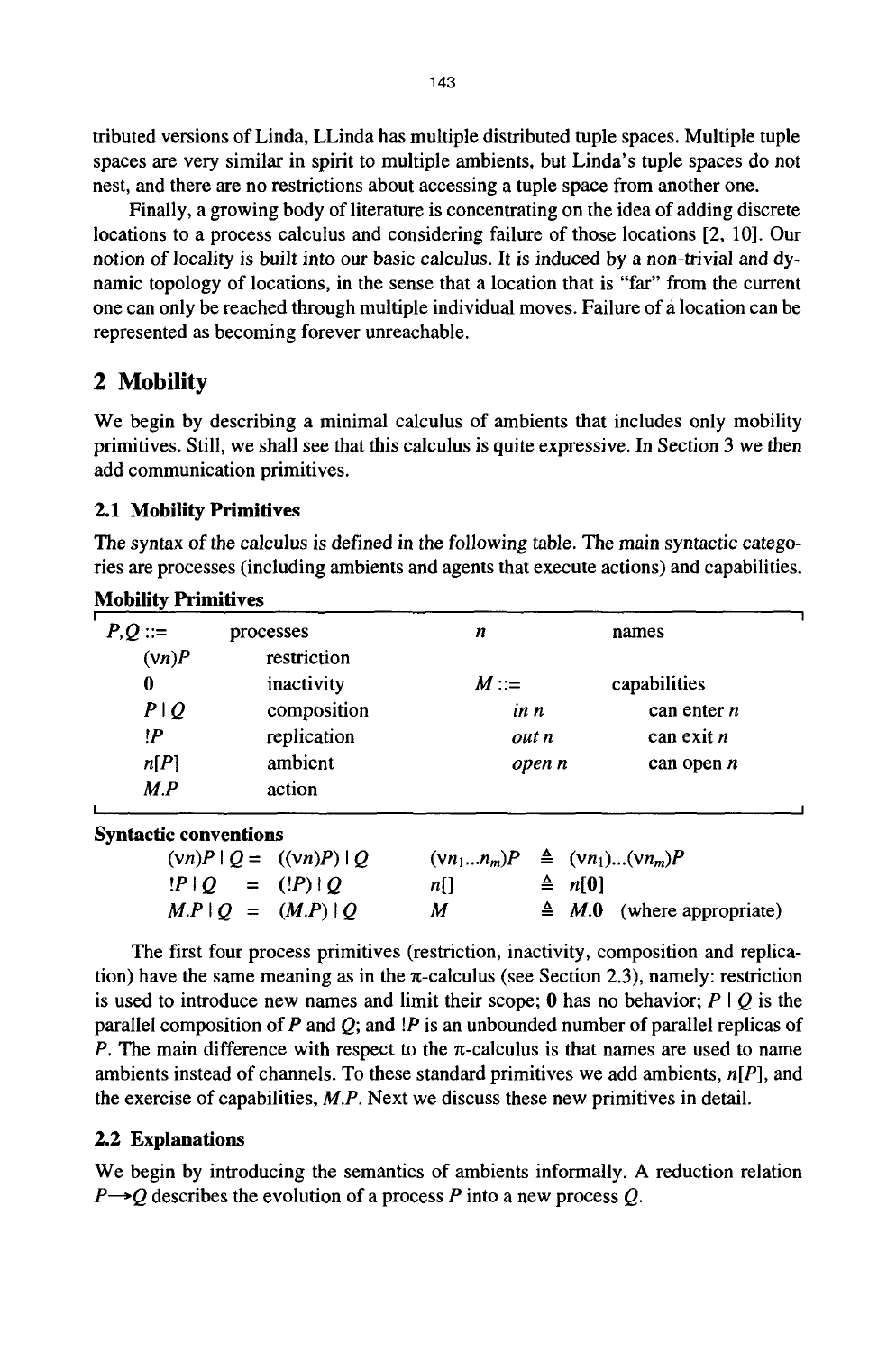tributed versions of Linda, LLinda has multiple distributed tuple spaces. Multiple tuple spaces are very similar in spirit to multiple ambients, but Linda's tuple spaces do not nest, and there are no restrictions about accessing a tuple space from another one.

Finally, a growing body of literature is concentrating on the idea of adding discrete locations to a process calculus and considering failure of those locations [2, 10]. Our notion of locality is built into our basic calculus. It is induced by a non-trivial and dynamic topology of locations, in the sense that a location that is "far" from the current one can only be reached through multiple individual moves. Failure of a location can be represented as becoming forever unreachable.

## 2 Mobility

We begin by describing a minimal calculus of ambients that includes only mobility primitives. Still, we shall see that this calculus is quite expressive. In Section 3 we then add communication primitives.

### 2.1 Mobility Primitives

The syntax of the calculus is defined in the following table. The main syntactic categories are processes (including ambients and agents that execute actions) and capabilities.

**Mobility Primitives**

| | | | |
|---|---|---|---|
| $P,Q ::=$ | processes | $n$ | names |
| $(\nu n)P$ | restriction | | |
| $\mathbf{0}$ | inactivity | $M ::=$ | capabilities |
| $P \mid Q$ | composition | $in\ n$ | can enter $n$ |
| $!P$ | replication | $out\ n$ | can exit $n$ |
| $n[P]$ | ambient | $open\ n$ | can open $n$ |
| $M.P$ | action | | |

**Syntactic conventions**

| | | |
|---|---|---|
| $(\nu n)P \mid Q = ((\nu n)P) \mid Q$ | $(\nu n_1 ... n_m)P \triangleq (\nu n_1)...(\nu n_m)P$ | |
| $!P \mid Q = (!P) \mid Q$ | $n[] \triangleq n[\mathbf{0}]$ | |
| $M.P \mid Q = (M.P) \mid Q$ | $M \triangleq M.\mathbf{0}$ | (where appropriate) |

The first four process primitives (restriction, inactivity, composition and replication) have the same meaning as in the π-calculus (see Section 2.3), namely: restriction is used to introduce new names and limit their scope; $\mathbf{0}$ has no behavior; $P \mid Q$ is the parallel composition of $P$ and $Q$; and $!P$ is an unbounded number of parallel replicas of $P$. The main difference with respect to the π-calculus is that names are used to name ambients instead of channels. To these standard primitives we add ambients, $n[P]$, and the exercise of capabilities, $M.P$. Next we discuss these new primitives in detail.

### 2.2 Explanations

We begin by introducing the semantics of ambients informally. A reduction relation $P \longrightarrow Q$ describes the evolution of a process $P$ into a new process $Q$.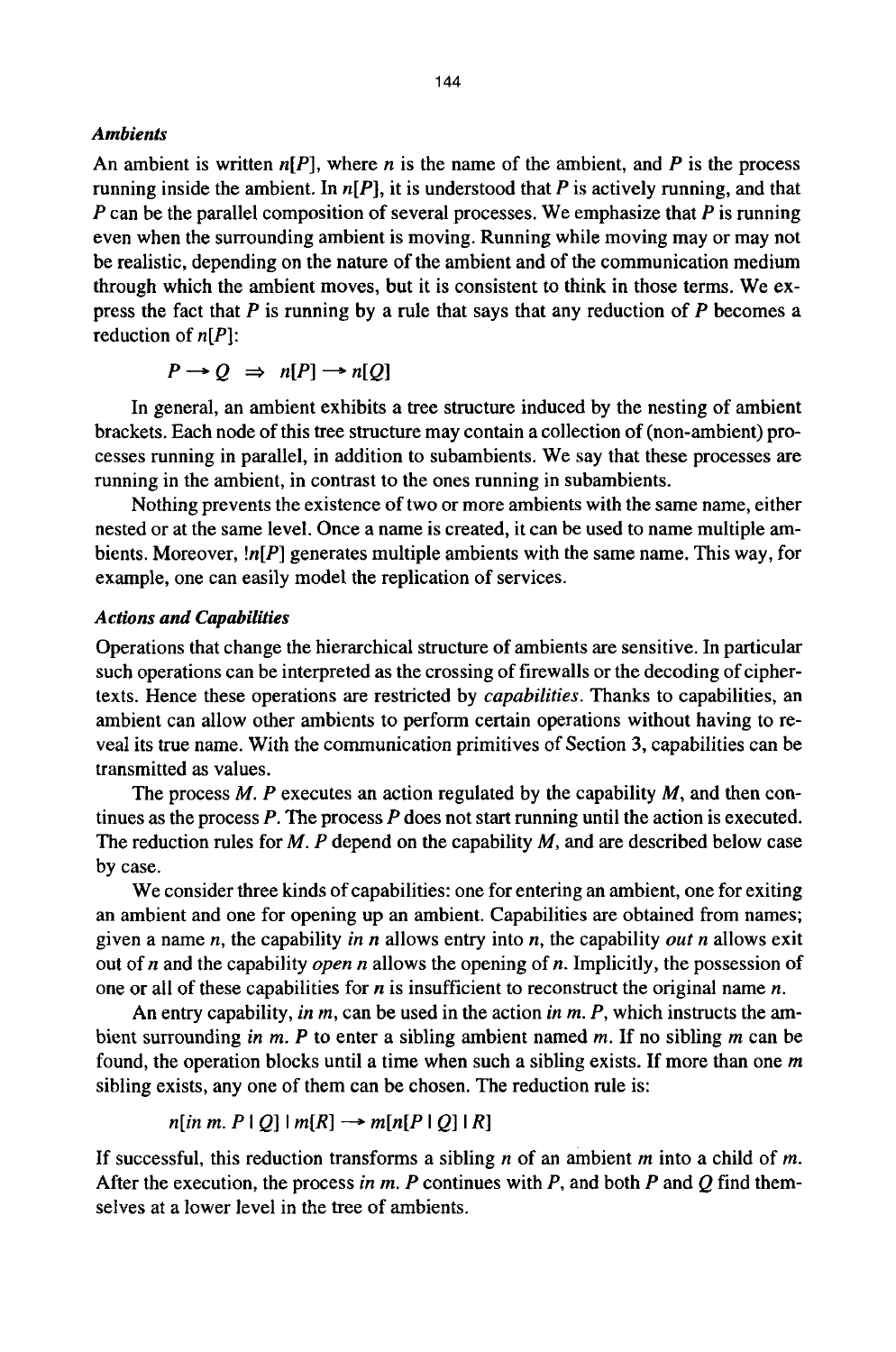### *Ambients*

An ambient is written $n[P]$, where $n$ is the name of the ambient, and $P$ is the process running inside the ambient. In $n[P]$, it is understood that $P$ is actively running, and that $P$ can be the parallel composition of several processes. We emphasize that $P$ is running even when the surrounding ambient is moving. Running while moving may or may not be realistic, depending on the nature of the ambient and of the communication medium through which the ambient moves, but it is consistent to think in those terms. We express the fact that $P$ is running by a rule that says that any reduction of $P$ becomes a reduction of $n[P]$:

$$P \rightarrow Q \;\Rightarrow\; n[P] \rightarrow n[Q]$$

In general, an ambient exhibits a tree structure induced by the nesting of ambient brackets. Each node of this tree structure may contain a collection of (non-ambient) processes running in parallel, in addition to subambients. We say that these processes are running in the ambient, in contrast to the ones running in subambients.

Nothing prevents the existence of two or more ambients with the same name, either nested or at the same level. Once a name is created, it can be used to name multiple ambients. Moreover, $!n[P]$ generates multiple ambients with the same name. This way, for example, one can easily model the replication of services.

### *Actions and Capabilities*

Operations that change the hierarchical structure of ambients are sensitive. In particular such operations can be interpreted as the crossing of firewalls or the decoding of ciphertexts. Hence these operations are restricted by *capabilities*. Thanks to capabilities, an ambient can allow other ambients to perform certain operations without having to reveal its true name. With the communication primitives of Section 3, capabilities can be transmitted as values.

The process $M.\,P$ executes an action regulated by the capability $M$, and then continues as the process $P$. The process $P$ does not start running until the action is executed. The reduction rules for $M.\,P$ depend on the capability $M$, and are described below case by case.

We consider three kinds of capabilities: one for entering an ambient, one for exiting an ambient and one for opening up an ambient. Capabilities are obtained from names; given a name $n$, the capability *in* $n$ allows entry into $n$, the capability *out* $n$ allows exit out of $n$ and the capability *open* $n$ allows the opening of $n$. Implicitly, the possession of one or all of these capabilities for $n$ is insufficient to reconstruct the original name $n$.

An entry capability, *in* $m$, can be used in the action *in* $m.\,P$, which instructs the ambient surrounding *in* $m.\,P$ to enter a sibling ambient named $m$. If no sibling $m$ can be found, the operation blocks until a time when such a sibling exists. If more than one $m$ sibling exists, any one of them can be chosen. The reduction rule is:

$$n[\mathit{in}\; m.\, P \mid Q] \mid m[R] \rightarrow m[n[P \mid Q] \mid R]$$

If successful, this reduction transforms a sibling $n$ of an ambient $m$ into a child of $m$. After the execution, the process *in* $m.\,P$ continues with $P$, and both $P$ and $Q$ find themselves at a lower level in the tree of ambients.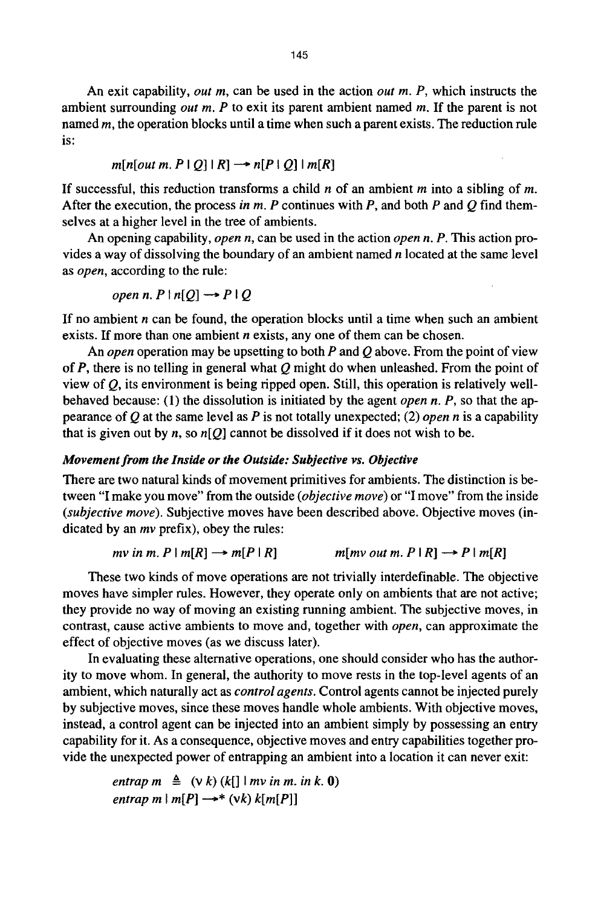An exit capability, *out m*, can be used in the action *out m. P*, which instructs the ambient surrounding *out m. P* to exit its parent ambient named *m*. If the parent is not named *m*, the operation blocks until a time when such a parent exists. The reduction rule is:

$$m[n[out\ m.\ P \mid Q] \mid R] \longrightarrow n[P \mid Q] \mid m[R]$$

If successful, this reduction transforms a child *n* of an ambient *m* into a sibling of *m*. After the execution, the process *in m. P* continues with *P*, and both *P* and *Q* find themselves at a higher level in the tree of ambients.

An opening capability, *open n*, can be used in the action *open n. P*. This action provides a way of dissolving the boundary of an ambient named *n* located at the same level as *open*, according to the rule:

$$open\ n.\ P \mid n[Q] \longrightarrow P \mid Q$$

If no ambient *n* can be found, the operation blocks until a time when such an ambient exists. If more than one ambient *n* exists, any one of them can be chosen.

An *open* operation may be upsetting to both *P* and *Q* above. From the point of view of *P*, there is no telling in general what *Q* might do when unleashed. From the point of view of *Q*, its environment is being ripped open. Still, this operation is relatively well-behaved because: (1) the dissolution is initiated by the agent *open n. P*, so that the appearance of *Q* at the same level as *P* is not totally unexpected; (2) *open n* is a capability that is given out by *n*, so *n[Q]* cannot be dissolved if it does not wish to be.

### *Movement from the Inside or the Outside: Subjective vs. Objective*

There are two natural kinds of movement primitives for ambients. The distinction is between "I make you move" from the outside (*objective move*) or "I move" from the inside (*subjective move*). Subjective moves have been described above. Objective moves (indicated by an *mv* prefix), obey the rules:

$$mv\ in\ m.\ P \mid m[R] \longrightarrow m[P \mid R] \qquad\qquad m[mv\ out\ m.\ P \mid R] \longrightarrow P \mid m[R]$$

These two kinds of move operations are not trivially interdefinable. The objective moves have simpler rules. However, they operate only on ambients that are not active; they provide no way of moving an existing running ambient. The subjective moves, in contrast, cause active ambients to move and, together with *open*, can approximate the effect of objective moves (as we discuss later).

In evaluating these alternative operations, one should consider who has the authority to move whom. In general, the authority to move rests in the top-level agents of an ambient, which naturally act as *control agents*. Control agents cannot be injected purely by subjective moves, since these moves handle whole ambients. With objective moves, instead, a control agent can be injected into an ambient simply by possessing an entry capability for it. As a consequence, objective moves and entry capabilities together provide the unexpected power of entrapping an ambient into a location it can never exit:

$$entrap\ m \ \triangleq\ (\nu\ k)\ (k[\,] \mid mv\ in\ m.\ in\ k.\ \mathbf{0})$$
$$entrap\ m \mid m[P] \longrightarrow^{*} (\nu k)\ k[m[P]]$$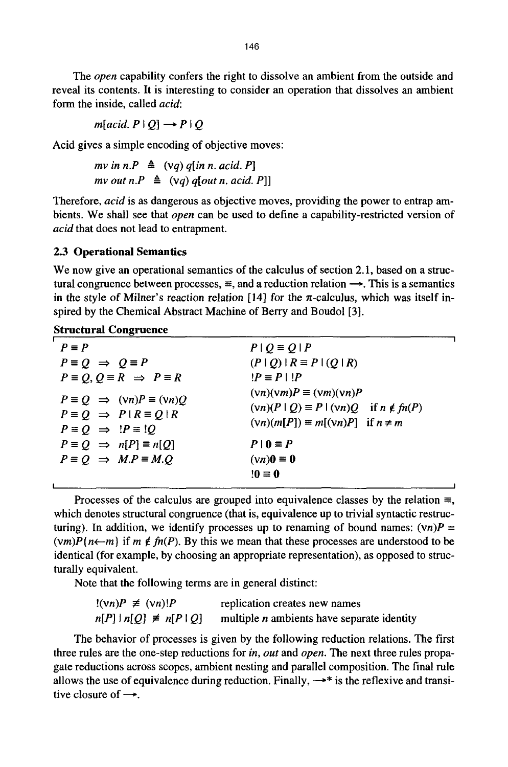The *open* capability confers the right to dissolve an ambient from the outside and reveal its contents. It is interesting to consider an operation that dissolves an ambient form the inside, called *acid*:

$$m[acid.\ P \mid Q] \longrightarrow P \mid Q$$

Acid gives a simple encoding of objective moves:

$$mv\ in\ n.P \triangleq (\nu q)\ q[in\ n.\ acid.\ P]$$
$$mv\ out\ n.P \triangleq (\nu q)\ q[out\ n.\ acid.\ P]]$$

Therefore, *acid* is as dangerous as objective moves, providing the power to entrap ambients. We shall see that *open* can be used to define a capability-restricted version of *acid* that does not lead to entrapment.

### 2.3 Operational Semantics

We now give an operational semantics of the calculus of section 2.1, based on a structural congruence between processes, $\equiv$, and a reduction relation $\longrightarrow$. This is a semantics in the style of Milner's reaction relation [14] for the $\pi$-calculus, which was itself inspired by the Chemical Abstract Machine of Berry and Boudol [3].

**Structural Congruence**

| | |
|---|---|
| $P \equiv P$ | $P \mid Q \equiv Q \mid P$ |
| $P \equiv Q \ \Rightarrow\ Q \equiv P$ | $(P \mid Q) \mid R \equiv P \mid (Q \mid R)$ |
| $P \equiv Q,\ Q \equiv R \ \Rightarrow\ P \equiv R$ | $!P \equiv P \mid !P$ |
| $P \equiv Q \ \Rightarrow\ (\nu n)P \equiv (\nu n)Q$ | $(\nu n)(\nu m)P \equiv (\nu m)(\nu n)P$ |
| $P \equiv Q \ \Rightarrow\ P \mid R \equiv Q \mid R$ | $(\nu n)(P \mid Q) \equiv P \mid (\nu n)Q \quad$ if $n \notin fn(P)$ |
| $P \equiv Q \ \Rightarrow\ !P \equiv !Q$ | $(\nu n)(m[P]) \equiv m[(\nu n)P] \quad$ if $n \neq m$ |
| $P \equiv Q \ \Rightarrow\ n[P] \equiv n[Q]$ | $P \mid \mathbf{0} \equiv P$ |
| $P \equiv Q \ \Rightarrow\ M.P \equiv M.Q$ | $(\nu n)\mathbf{0} \equiv \mathbf{0}$ |
| | $!\mathbf{0} \equiv \mathbf{0}$ |

Processes of the calculus are grouped into equivalence classes by the relation $\equiv$, which denotes structural congruence (that is, equivalence up to trivial syntactic restructuring). In addition, we identify processes up to renaming of bound names: $(\nu n)P = (\nu m)P\{n \leftarrow m\}$ if $m \notin fn(P)$. By this we mean that these processes are understood to be identical (for example, by choosing an appropriate representation), as opposed to structurally equivalent.

Note that the following terms are in general distinct:

| | |
|---|---|
| $!(\nu n)P \not\equiv (\nu n)!P$ | replication creates new names |
| $n[P] \mid n[Q] \not\equiv n[P \mid Q]$ | multiple $n$ ambients have separate identity |

The behavior of processes is given by the following reduction relations. The first three rules are the one-step reductions for *in*, *out* and *open*. The next three rules propagate reductions across scopes, ambient nesting and parallel composition. The final rule allows the use of equivalence during reduction. Finally, $\longrightarrow^*$ is the reflexive and transitive closure of $\longrightarrow$.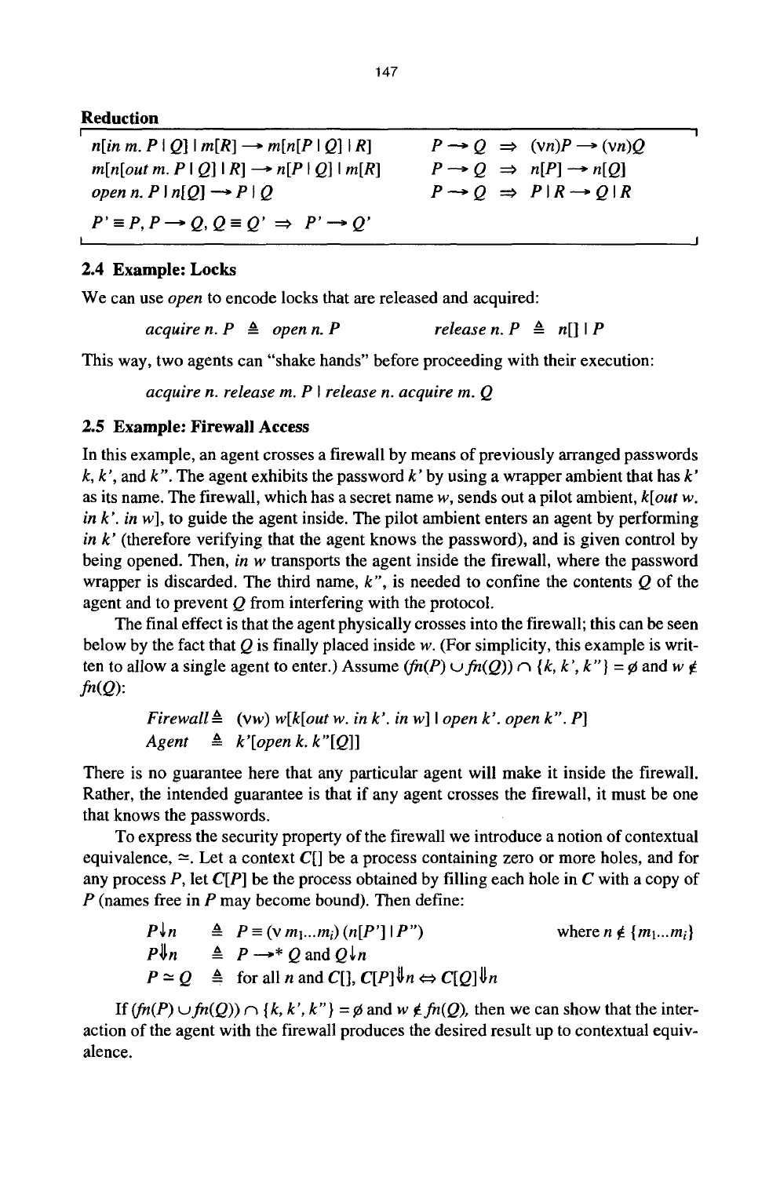**Reduction**

$$n[in\ m.\ P \mid Q] \mid m[R] \longrightarrow m[n[P \mid Q] \mid R] \qquad P \longrightarrow Q \Rightarrow (\nu n)P \longrightarrow (\nu n)Q$$

$$m[n[out\ m.\ P \mid Q] \mid R] \longrightarrow n[P \mid Q] \mid m[R] \qquad P \longrightarrow Q \Rightarrow n[P] \longrightarrow n[Q]$$

$$open\ n.\ P \mid n[Q] \longrightarrow P \mid Q \qquad P \longrightarrow Q \Rightarrow P \mid R \longrightarrow Q \mid R$$

$$P' \equiv P,\ P \longrightarrow Q,\ Q \equiv Q' \Rightarrow P' \longrightarrow Q'$$

### 2.4 Example: Locks

We can use *open* to encode locks that are released and acquired:

$$acquire\ n.\ P \triangleq open\ n.\ P \qquad release\ n.\ P \triangleq n[] \mid P$$

This way, two agents can "shake hands" before proceeding with their execution:

$$acquire\ n.\ release\ m.\ P \mid release\ n.\ acquire\ m.\ Q$$

### 2.5 Example: Firewall Access

In this example, an agent crosses a firewall by means of previously arranged passwords $k$, $k'$, and $k''$. The agent exhibits the password $k'$ by using a wrapper ambient that has $k'$ as its name. The firewall, which has a secret name $w$, sends out a pilot ambient, $k[out\ w.\ in\ k'.\ in\ w]$, to guide the agent inside. The pilot ambient enters an agent by performing $in\ k'$ (therefore verifying that the agent knows the password), and is given control by being opened. Then, $in\ w$ transports the agent inside the firewall, where the password wrapper is discarded. The third name, $k''$, is needed to confine the contents $Q$ of the agent and to prevent $Q$ from interfering with the protocol.

The final effect is that the agent physically crosses into the firewall; this can be seen below by the fact that $Q$ is finally placed inside $w$. (For simplicity, this example is written to allow a single agent to enter.) Assume $(fn(P) \cup fn(Q)) \cap \{k, k', k''\} = \emptyset$ and $w \notin fn(Q)$:

$$Firewall \triangleq (\nu w)\ w[k[out\ w.\ in\ k'.\ in\ w] \mid open\ k'.\ open\ k''.\ P]$$

$$Agent \triangleq k'[open\ k.\ k''[Q]]$$

There is no guarantee here that any particular agent will make it inside the firewall. Rather, the intended guarantee is that if any agent crosses the firewall, it must be one that knows the passwords.

To express the security property of the firewall we introduce a notion of contextual equivalence, $\simeq$. Let a context $C[]$ be a process containing zero or more holes, and for any process $P$, let $C[P]$ be the process obtained by filling each hole in $C$ with a copy of $P$ (names free in $P$ may become bound). Then define:

$$P{\downarrow}n \triangleq P \equiv (\nu\ m_1 ... m_i)\ (n[P'] \mid P'') \qquad \text{where } n \notin \{m_1 ... m_i\}$$

$$P{\Downarrow}n \triangleq P \longrightarrow^* Q \text{ and } Q{\downarrow}n$$

$$P \simeq Q \triangleq \text{for all } n \text{ and } C[],\ C[P]{\Downarrow}n \Leftrightarrow C[Q]{\Downarrow}n$$

If $(fn(P) \cup fn(Q)) \cap \{k, k', k''\} = \emptyset$ and $w \notin fn(Q)$, then we can show that the interaction of the agent with the firewall produces the desired result up to contextual equivalence.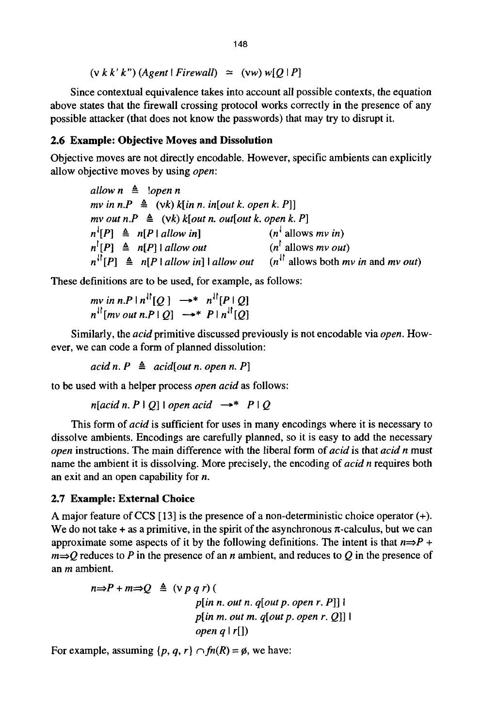$$(\nu\, k\, k'\, k'')\, (Agent \mid Firewall) \;\simeq\; (\nu w)\, w[Q \mid P]$$

Since contextual equivalence takes into account all possible contexts, the equation above states that the firewall crossing protocol works correctly in the presence of any possible attacker (that does not know the passwords) that may try to disrupt it.

### 2.6 Example: Objective Moves and Dissolution

Objective moves are not directly encodable. However, specific ambients can explicitly allow objective moves by using *open*:

$$
\begin{array}{lll}
allow\; n & \triangleq\; !open\; n & \\
mv\; in\; n.P & \triangleq\; (\nu k)\; k[in\; n.\; in[out\; k.\; open\; k.\; P]] & \\
mv\; out\; n.P & \triangleq\; (\nu k)\; k[out\; n.\; out[out\; k.\; open\; k.\; P] & \\
n^{\downarrow}[P] & \triangleq\; n[P \mid allow\; in] & (n^{\downarrow} \text{ allows } mv\; in) \\
n^{\uparrow}[P] & \triangleq\; n[P] \mid allow\; out & (n^{\uparrow} \text{ allows } mv\; out) \\
n^{\downarrow\uparrow}[P] & \triangleq\; n[P \mid allow\; in] \mid allow\; out & (n^{\downarrow\uparrow} \text{ allows both } mv\; in \text{ and } mv\; out)
\end{array}
$$

These definitions are to be used, for example, as follows:

$$
\begin{array}{lll}
mv\; in\; n.P \mid n^{\downarrow\uparrow}[Q] & \longrightarrow^{*} & n^{\downarrow\uparrow}[P \mid Q] \\
n^{\downarrow\uparrow}[mv\; out\; n.P \mid Q] & \longrightarrow^{*} & P \mid n^{\downarrow\uparrow}[Q]
\end{array}
$$

Similarly, the *acid* primitive discussed previously is not encodable via *open*. However, we can code a form of planned dissolution:

$$acid\; n.\; P \;\triangleq\; acid[out\; n.\; open\; n.\; P]$$

to be used with a helper process *open acid* as follows:

$$n[acid\; n.\; P \mid Q] \mid open\; acid \;\longrightarrow^{*}\; P \mid Q$$

This form of *acid* is sufficient for uses in many encodings where it is necessary to dissolve ambients. Encodings are carefully planned, so it is easy to add the necessary *open* instructions. The main difference with the liberal form of *acid* is that *acid n* must name the ambient it is dissolving. More precisely, the encoding of *acid n* requires both an exit and an open capability for *n*.

### 2.7 Example: External Choice

A major feature of CCS [13] is the presence of a non-deterministic choice operator (+). We do not take + as a primitive, in the spirit of the asynchronous π-calculus, but we can approximate some aspects of it by the following definitions. The intent is that $n{\Rightarrow}P + m{\Rightarrow}Q$ reduces to $P$ in the presence of an $n$ ambient, and reduces to $Q$ in the presence of an $m$ ambient.

$$
\begin{array}{ll}
n{\Rightarrow}P + m{\Rightarrow}Q \;\triangleq\; (\nu\, p\, q\, r)\, ( & \\
& p[in\; n.\; out\; n.\; q[out\; p.\; open\; r.\; P]] \mid \\
& p[in\; m.\; out\; m.\; q[out\; p.\; open\; r.\; Q]] \mid \\
& open\; q \mid r[])
\end{array}
$$

For example, assuming $\{p, q, r\} \cap fn(R) = \emptyset$, we have: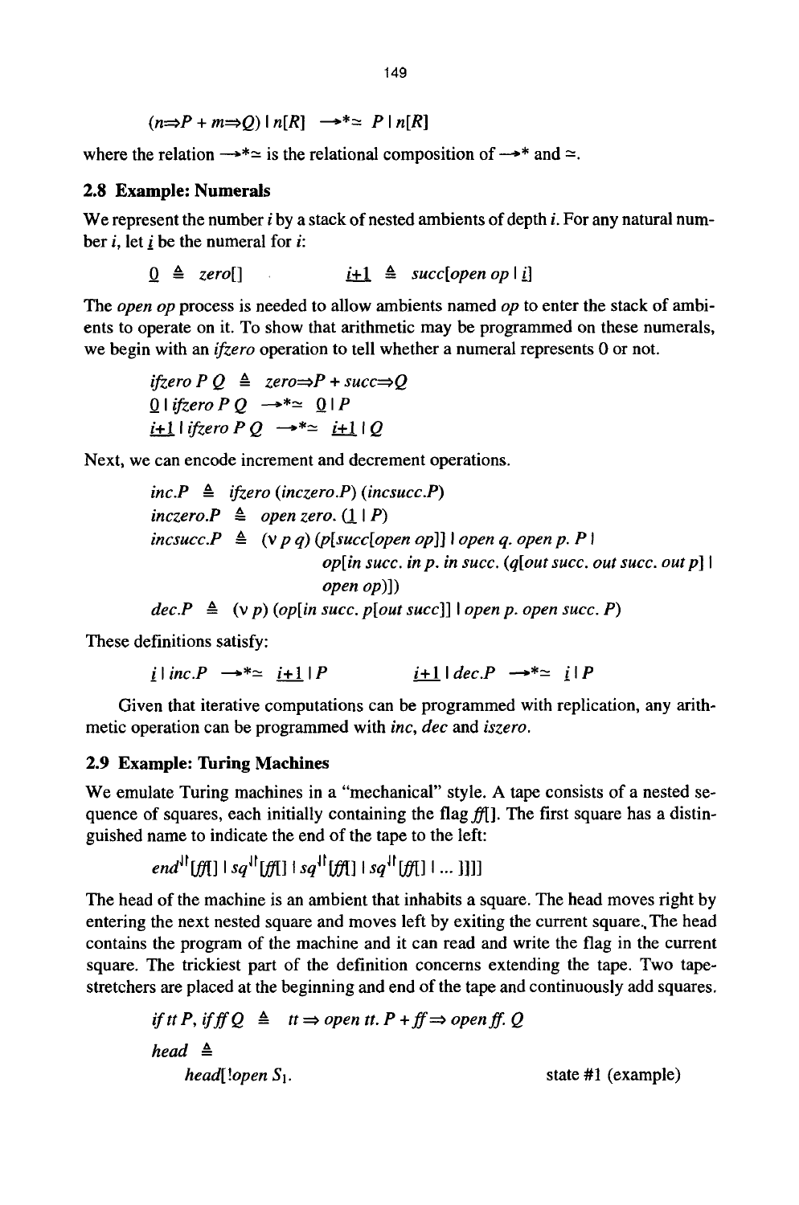$(n \Rightarrow P + m \Rightarrow Q) \mid n[R] \;\; \rightarrow^{*}\simeq \;\; P \mid n[R]$

where the relation $\rightarrow^{*}\simeq$ is the relational composition of $\rightarrow^{*}$ and $\simeq$.

### 2.8 Example: Numerals

We represent the number $i$ by a stack of nested ambients of depth $i$. For any natural number $i$, let $\underline{i}$ be the numeral for $i$:

$$\underline{0} \triangleq zero[] \qquad\qquad \underline{i+1} \triangleq succ[open\ op \mid \underline{i}]$$

The *open op* process is needed to allow ambients named *op* to enter the stack of ambients to operate on it. To show that arithmetic may be programmed on these numerals, we begin with an *ifzero* operation to tell whether a numeral represents 0 or not.

$$ifzero\ P\ Q \triangleq zero \Rightarrow P + succ \Rightarrow Q$$
$$\underline{0} \mid ifzero\ P\ Q \rightarrow^{*}\simeq \underline{0} \mid P$$
$$\underline{i+1} \mid ifzero\ P\ Q \rightarrow^{*}\simeq \underline{i+1} \mid Q$$

Next, we can encode increment and decrement operations.

$$inc.P \triangleq ifzero\ (inczero.P)\ (incsucc.P)$$
$$inczero.P \triangleq open\ zero.\ (\underline{1} \mid P)$$
$$incsucc.P \triangleq (\nu\ p\ q)\ (p[succ[open\ op]] \mid open\ q.\ open\ p.\ P \mid op[in\ succ.\ in\ p.\ in\ succ.\ (q[out\ succ.\ out\ succ.\ out\ p] \mid open\ op)])$$
$$dec.P \triangleq (\nu\ p)\ (op[in\ succ.\ p[out\ succ]] \mid open\ p.\ open\ succ.\ P)$$

These definitions satisfy:

$$\underline{i} \mid inc.P \rightarrow^{*}\simeq \underline{i+1} \mid P \qquad\qquad \underline{i+1} \mid dec.P \rightarrow^{*}\simeq \underline{i} \mid P$$

Given that iterative computations can be programmed with replication, any arithmetic operation can be programmed with *inc*, *dec* and *iszero*.

### 2.9 Example: Turing Machines

We emulate Turing machines in a "mechanical" style. A tape consists of a nested sequence of squares, each initially containing the flag *ff*[]. The first square has a distinguished name to indicate the end of the tape to the left:

$$end^{\downarrow\uparrow}[ff[] \mid sq^{\downarrow\uparrow}[ff[] \mid sq^{\downarrow\uparrow}[ff[] \mid sq^{\downarrow\uparrow}[ff[] \mid \ldots\ ]]]]$$

The head of the machine is an ambient that inhabits a square. The head moves right by entering the next nested square and moves left by exiting the current square. The head contains the program of the machine and it can read and write the flag in the current square. The trickiest part of the definition concerns extending the tape. Two tape-stretchers are placed at the beginning and end of the tape and continuously add squares.

$$if\ tt\ P,\ if\ ff\ Q \triangleq tt \Rightarrow open\ tt.\ P + ff \Rightarrow open\ ff.\ Q$$

*head* $\triangleq$

*head*[!*open* $S_1$. state #1 (example)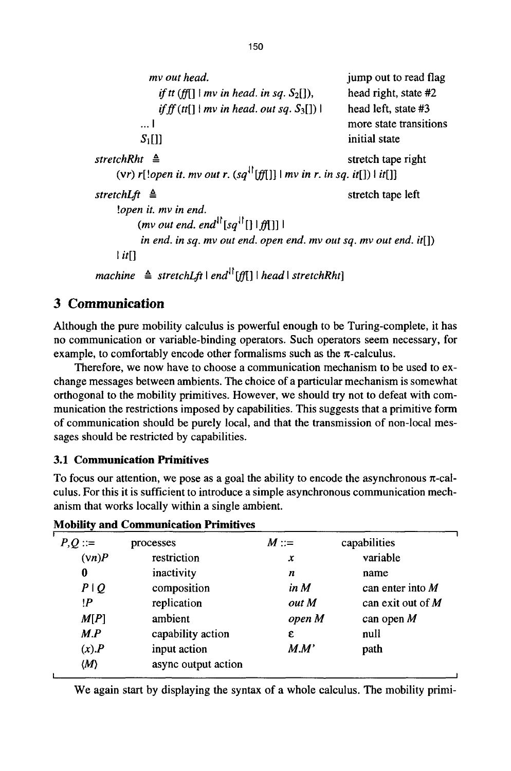```
        mv out head.                                    jump out to read flag
            if tt (ff[] | mv in head. in sq. S2[]),     head right, state #2
            if ff (tt[] | mv in head. out sq. S3[]) |   head left, state #3
        ... |                                           more state transitions
        S1[]]                                           initial state

stretchRht ≜                                            stretch tape right
    (νr) r[!open it. mv out r. (sq^↓↑[ff[]] | mv in r. in sq. it[]) | it[]]

stretchLft ≜                                            stretch tape left
    !open it. mv in end.
        (mv out end. end^↓↑[sq^↓↑[] | ff[]] |
         in end. in sq. mv out end. open end. mv out sq. mv out end. it[])
    | it[]

machine ≜ stretchLft | end^↓↑[ff[] | head | stretchRht]
```

## 3 Communication

Although the pure mobility calculus is powerful enough to be Turing-complete, it has no communication or variable-binding operators. Such operators seem necessary, for example, to comfortably encode other formalisms such as the $\pi$-calculus.

Therefore, we now have to choose a communication mechanism to be used to exchange messages between ambients. The choice of a particular mechanism is somewhat orthogonal to the mobility primitives. However, we should try not to defeat with communication the restrictions imposed by capabilities. This suggests that a primitive form of communication should be purely local, and that the transmission of non-local messages should be restricted by capabilities.

### 3.1 Communication Primitives

To focus our attention, we pose as a goal the ability to encode the asynchronous $\pi$-calculus. For this it is sufficient to introduce a simple asynchronous communication mechanism that works locally within a single ambient.

**Mobility and Communication Primitives**

| $P,Q ::=$ | processes | $M ::=$ | capabilities |
|---|---|---|---|
| $(\nu n)P$ | restriction | $x$ | variable |
| $\mathbf{0}$ | inactivity | $n$ | name |
| $P \mid Q$ | composition | $in\ M$ | can enter into $M$ |
| $!P$ | replication | $out\ M$ | can exit out of $M$ |
| $M[P]$ | ambient | $open\ M$ | can open $M$ |
| $M.P$ | capability action | $\varepsilon$ | null |
| $(x).P$ | input action | $M.M'$ | path |
| $\langle M \rangle$ | async output action | | |

We again start by displaying the syntax of a whole calculus. The mobility primi-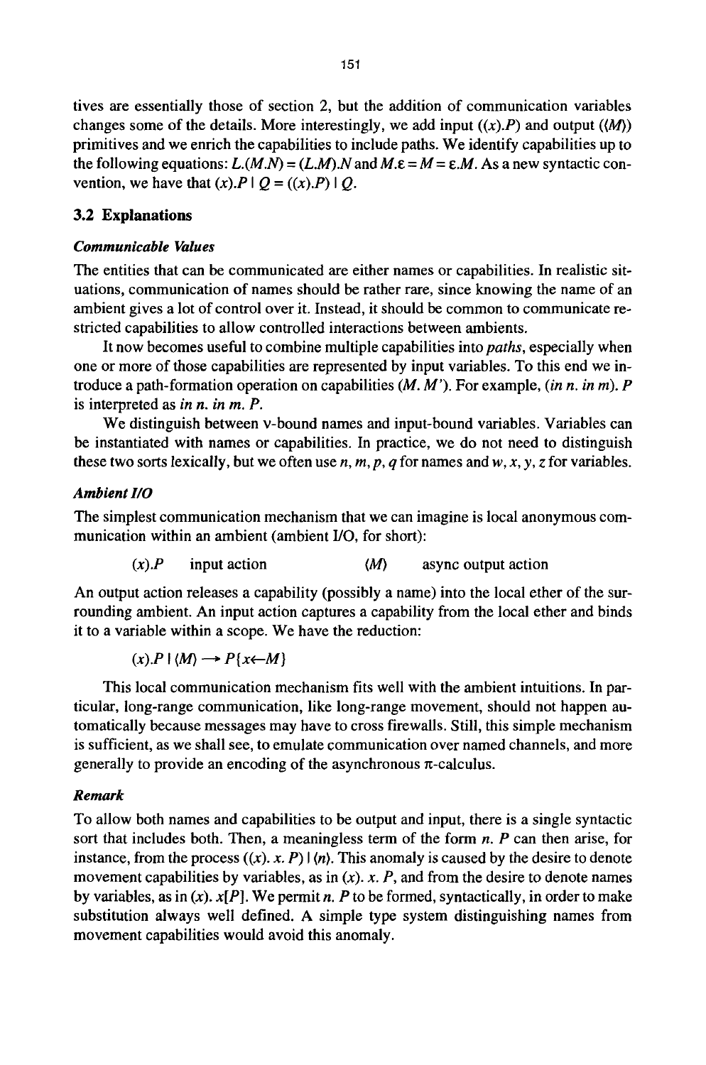tives are essentially those of section 2, but the addition of communication variables changes some of the details. More interestingly, we add input ($(x).P$) and output ($\langle M \rangle$) primitives and we enrich the capabilities to include paths. We identify capabilities up to the following equations: $L.(M.N) = (L.M).N$ and $M.\varepsilon = M = \varepsilon.M$. As a new syntactic convention, we have that $(x).P \mid Q = ((x).P) \mid Q$.

## 3.2 Explanations

### *Communicable Values*

The entities that can be communicated are either names or capabilities. In realistic situations, communication of names should be rather rare, since knowing the name of an ambient gives a lot of control over it. Instead, it should be common to communicate restricted capabilities to allow controlled interactions between ambients.

It now becomes useful to combine multiple capabilities into *paths*, especially when one or more of those capabilities are represented by input variables. To this end we introduce a path-formation operation on capabilities ($M.\ M'$). For example, (*in n. in m*). $P$ is interpreted as *in n. in m. P*.

We distinguish between ν-bound names and input-bound variables. Variables can be instantiated with names or capabilities. In practice, we do not need to distinguish these two sorts lexically, but we often use $n, m, p, q$ for names and $w, x, y, z$ for variables.

### *Ambient I/O*

The simplest communication mechanism that we can imagine is local anonymous communication within an ambient (ambient I/O, for short):

| | | | |
|---|---|---|---|
| $(x).P$ | input action | $\langle M \rangle$ | async output action |

An output action releases a capability (possibly a name) into the local ether of the surrounding ambient. An input action captures a capability from the local ether and binds it to a variable within a scope. We have the reduction:

$$(x).P \mid \langle M \rangle \rightarrow P\{x \leftarrow M\}$$

This local communication mechanism fits well with the ambient intuitions. In particular, long-range communication, like long-range movement, should not happen automatically because messages may have to cross firewalls. Still, this simple mechanism is sufficient, as we shall see, to emulate communication over named channels, and more generally to provide an encoding of the asynchronous π-calculus.

### *Remark*

To allow both names and capabilities to be output and input, there is a single syntactic sort that includes both. Then, a meaningless term of the form $n.\ P$ can then arise, for instance, from the process $((x).\ x.\ P) \mid \langle n \rangle$. This anomaly is caused by the desire to denote movement capabilities by variables, as in $(x).\ x.\ P$, and from the desire to denote names by variables, as in $(x).\ x[P]$. We permit $n.\ P$ to be formed, syntactically, in order to make substitution always well defined. A simple type system distinguishing names from movement capabilities would avoid this anomaly.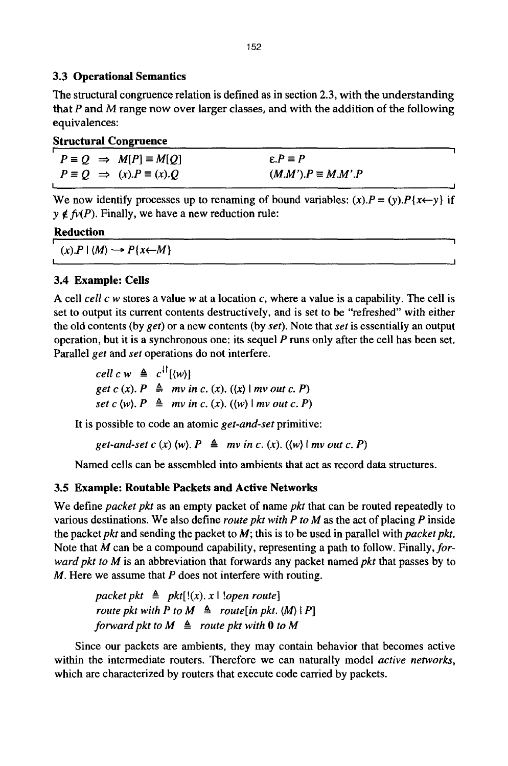### 3.3 Operational Semantics

The structural congruence relation is defined as in section 2.3, with the understanding that $P$ and $M$ range now over larger classes, and with the addition of the following equivalences:

**Structural Congruence**

| | |
|---|---|
| $P \equiv Q \;\Rightarrow\; M[P] \equiv M[Q]$ | $\varepsilon.P \equiv P$ |
| $P \equiv Q \;\Rightarrow\; (x).P \equiv (x).Q$ | $(M.M').P \equiv M.M'.P$ |

We now identify processes up to renaming of bound variables: $(x).P = (y).P\{x{\leftarrow}y\}$ if $y \notin fv(P)$. Finally, we have a new reduction rule:

**Reduction**

$$(x).P \mid \langle M \rangle \longrightarrow P\{x{\leftarrow}M\}$$

### 3.4 Example: Cells

A cell *cell c w* stores a value *w* at a location *c*, where a value is a capability. The cell is set to output its current contents destructively, and is set to be "refreshed" with either the old contents (by *get*) or a new contents (by *set*). Note that *set* is essentially an output operation, but it is a synchronous one: its sequel *P* runs only after the cell has been set. Parallel *get* and *set* operations do not interfere.

$$\begin{aligned}
&\mathit{cell}\ c\ w \triangleq c^{\Downarrow}[\langle w \rangle] \\
&\mathit{get}\ c\ (x).\ P \triangleq \mathit{mv\ in}\ c.\ (x).\ (\langle x \rangle \mid \mathit{mv\ out}\ c.\ P) \\
&\mathit{set}\ c\ \langle w \rangle.\ P \triangleq \mathit{mv\ in}\ c.\ (x).\ (\langle w \rangle \mid \mathit{mv\ out}\ c.\ P)
\end{aligned}$$

It is possible to code an atomic *get-and-set* primitive:

$$\mathit{get\text{-}and\text{-}set}\ c\ (x)\ \langle w \rangle.\ P \triangleq \mathit{mv\ in}\ c.\ (x).\ (\langle w \rangle \mid \mathit{mv\ out}\ c.\ P)$$

Named cells can be assembled into ambients that act as record data structures.

### 3.5 Example: Routable Packets and Active Networks

We define *packet pkt* as an empty packet of name *pkt* that can be routed repeatedly to various destinations. We also define *route pkt with P to M* as the act of placing *P* inside the packet *pkt* and sending the packet to *M*; this is to be used in parallel with *packet pkt*. Note that *M* can be a compound capability, representing a path to follow. Finally, *forward pkt to M* is an abbreviation that forwards any packet named *pkt* that passes by to *M*. Here we assume that *P* does not interfere with routing.

$$\begin{aligned}
&\mathit{packet}\ pkt \triangleq pkt[!(x).\ x \mid !\mathit{open}\ route] \\
&\mathit{route}\ pkt\ \mathit{with}\ P\ \mathit{to}\ M \triangleq route[\mathit{in}\ pkt.\ \langle M \rangle \mid P] \\
&\mathit{forward}\ pkt\ \mathit{to}\ M \triangleq \mathit{route}\ pkt\ \mathit{with}\ \mathbf{0}\ \mathit{to}\ M
\end{aligned}$$

Since our packets are ambients, they may contain behavior that becomes active within the intermediate routers. Therefore we can naturally model *active networks*, which are characterized by routers that execute code carried by packets.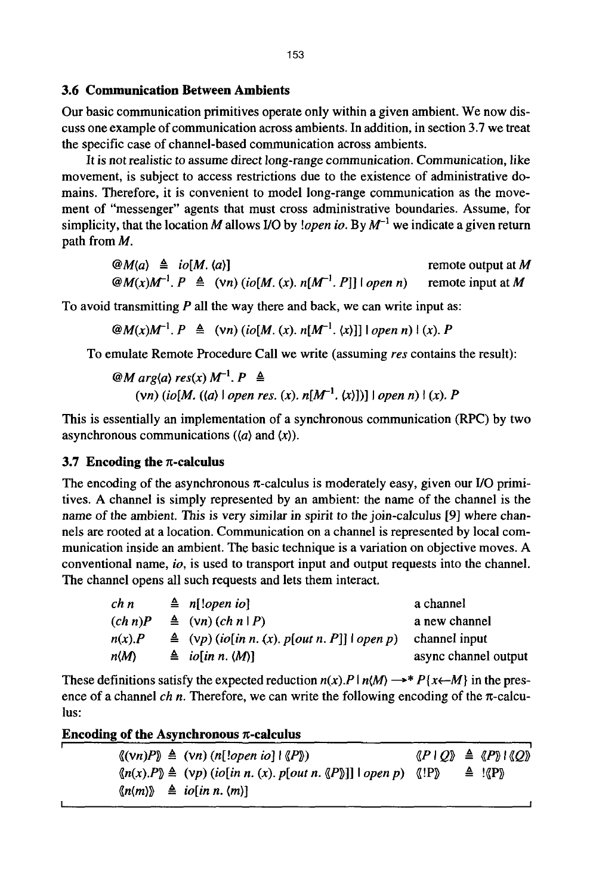### 3.6 Communication Between Ambients

Our basic communication primitives operate only within a given ambient. We now discuss one example of communication across ambients. In addition, in section 3.7 we treat the specific case of channel-based communication across ambients.

It is not realistic to assume direct long-range communication. Communication, like movement, is subject to access restrictions due to the existence of administrative domains. Therefore, it is convenient to model long-range communication as the movement of "messenger" agents that must cross administrative boundaries. Assume, for simplicity, that the location $M$ allows I/O by $!open\ io$. By $M^{-1}$ we indicate a given return path from $M$.

| | | | |
|---|---|---|---|
| $@M\langle a\rangle$ | $\triangleq$ | $io[M.\ \langle a\rangle]$ | remote output at $M$ |
| $@M(x)M^{-1}.\ P$ | $\triangleq$ | $(\nu n)\ (io[M.\ (x).\ n[M^{-1}.\ P]] \mid open\ n)$ | remote input at $M$ |

To avoid transmitting $P$ all the way there and back, we can write input as:

$$@M(x)M^{-1}.\ P \ \triangleq\ (\nu n)\ (io[M.\ (x).\ n[M^{-1}.\ \langle x\rangle]] \mid open\ n) \mid (x).\ P$$

To emulate Remote Procedure Call we write (assuming $res$ contains the result):

$$@M\ arg\langle a\rangle\ res(x)\ M^{-1}.\ P \ \triangleq$$
$$(\nu n)\ (io[M.\ (\langle a\rangle \mid open\ res.\ (x).\ n[M^{-1}.\ \langle x\rangle])] \mid open\ n) \mid (x).\ P$$

This is essentially an implementation of a synchronous communication (RPC) by two asynchronous communications ($\langle a\rangle$ and $(x)$).

### 3.7 Encoding the π-calculus

The encoding of the asynchronous π-calculus is moderately easy, given our I/O primitives. A channel is simply represented by an ambient: the name of the channel is the name of the ambient. This is very similar in spirit to the join-calculus [9] where channels are rooted at a location. Communication on a channel is represented by local communication inside an ambient. The basic technique is a variation on objective moves. A conventional name, *io*, is used to transport input and output requests into the channel. The channel opens all such requests and lets them interact.

| | | | |
|---|---|---|---|
| $ch\ n$ | $\triangleq$ | $n[!open\ io]$ | a channel |
| $(ch\ n)P$ | $\triangleq$ | $(\nu n)\ (ch\ n \mid P)$ | a new channel |
| $n(x).P$ | $\triangleq$ | $(\nu p)\ (io[in\ n.\ (x).\ p[out\ n.\ P]] \mid open\ p)$ | channel input |
| $n\langle M\rangle$ | $\triangleq$ | $io[in\ n.\ \langle M\rangle]$ | async channel output |

These definitions satisfy the expected reduction $n(x).P \mid n\langle M\rangle \longrightarrow^* P\{x\leftarrow M\}$ in the presence of a channel $ch\ n$. Therefore, we can write the following encoding of the π-calculus:

**Encoding of the Asynchronous π-calculus**

| | |
|---|---|
| $\langle\!\langle(\nu n)P\rangle\!\rangle \triangleq (\nu n)\ (n[!open\ io] \mid \langle\!\langle P\rangle\!\rangle)$ | $\langle\!\langle P \mid Q\rangle\!\rangle \triangleq \langle\!\langle P\rangle\!\rangle \mid \langle\!\langle Q\rangle\!\rangle$ |
| $\langle\!\langle n(x).P\rangle\!\rangle \triangleq (\nu p)\ (io[in\ n.\ (x).\ p[out\ n.\ \langle\!\langle P\rangle\!\rangle]] \mid open\ p)$ | $\langle\!\langle !P\rangle\!\rangle \triangleq\ !\langle\!\langle P\rangle\!\rangle$ |
| $\langle\!\langle n\langle m\rangle\rangle\!\rangle \triangleq io[in\ n.\ \langle m\rangle]$ | |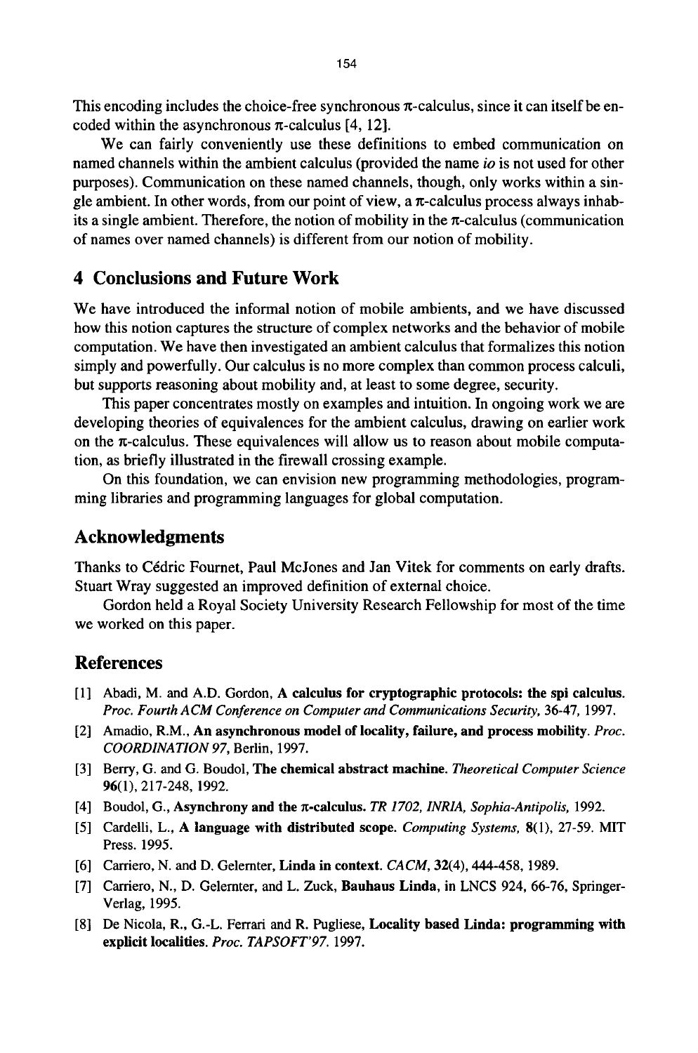This encoding includes the choice-free synchronous π-calculus, since it can itself be encoded within the asynchronous π-calculus [4, 12].

We can fairly conveniently use these definitions to embed communication on named channels within the ambient calculus (provided the name *io* is not used for other purposes). Communication on these named channels, though, only works within a single ambient. In other words, from our point of view, a π-calculus process always inhabits a single ambient. Therefore, the notion of mobility in the π-calculus (communication of names over named channels) is different from our notion of mobility.

## 4 Conclusions and Future Work

We have introduced the informal notion of mobile ambients, and we have discussed how this notion captures the structure of complex networks and the behavior of mobile computation. We have then investigated an ambient calculus that formalizes this notion simply and powerfully. Our calculus is no more complex than common process calculi, but supports reasoning about mobility and, at least to some degree, security.

This paper concentrates mostly on examples and intuition. In ongoing work we are developing theories of equivalences for the ambient calculus, drawing on earlier work on the π-calculus. These equivalences will allow us to reason about mobile computation, as briefly illustrated in the firewall crossing example.

On this foundation, we can envision new programming methodologies, programming libraries and programming languages for global computation.

## Acknowledgments

Thanks to Cédric Fournet, Paul McJones and Jan Vitek for comments on early drafts. Stuart Wray suggested an improved definition of external choice.

Gordon held a Royal Society University Research Fellowship for most of the time we worked on this paper.

## References

[1] Abadi, M. and A.D. Gordon, **A calculus for cryptographic protocols: the spi calculus.** *Proc. Fourth ACM Conference on Computer and Communications Security,* 36-47, 1997.

[2] Amadio, R.M., **An asynchronous model of locality, failure, and process mobility.** *Proc. COORDINATION 97,* Berlin, 1997.

[3] Berry, G. and G. Boudol, **The chemical abstract machine.** *Theoretical Computer Science* **96**(1), 217-248, 1992.

[4] Boudol, G., **Asynchrony and the π-calculus.** *TR 1702, INRIA, Sophia-Antipolis,* 1992.

[5] Cardelli, L., **A language with distributed scope.** *Computing Systems,* **8**(1), 27-59. MIT Press. 1995.

[6] Carriero, N. and D. Gelernter, **Linda in context.** *CACM,* **32**(4), 444-458, 1989.

[7] Carriero, N., D. Gelernter, and L. Zuck, **Bauhaus Linda,** in LNCS 924, 66-76, Springer-Verlag, 1995.

[8] De Nicola, R., G.-L. Ferrari and R. Pugliese, **Locality based Linda: programming with explicit localities.** *Proc. TAPSOFT'97.* 1997.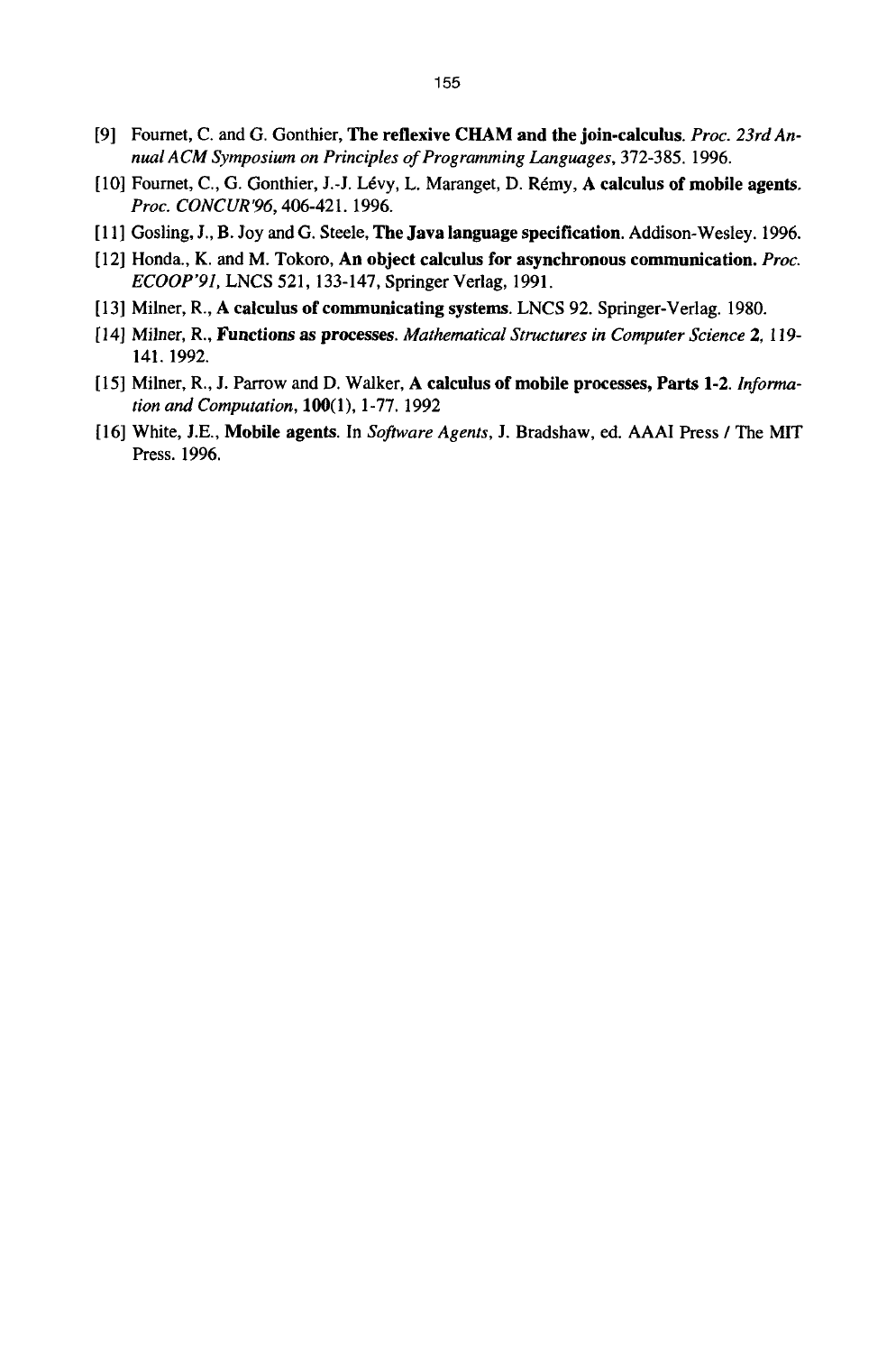[9] Fournet, C. and G. Gonthier, **The reflexive CHAM and the join-calculus.** *Proc. 23rd Annual ACM Symposium on Principles of Programming Languages*, 372-385. 1996.

[10] Fournet, C., G. Gonthier, J.-J. Lévy, L. Maranget, D. Rémy, **A calculus of mobile agents.** *Proc. CONCUR'96*, 406-421. 1996.

[11] Gosling, J., B. Joy and G. Steele, **The Java language specification.** Addison-Wesley. 1996.

[12] Honda., K. and M. Tokoro, **An object calculus for asynchronous communication.** *Proc. ECOOP'91*, LNCS 521, 133-147, Springer Verlag, 1991.

[13] Milner, R., **A calculus of communicating systems.** LNCS 92. Springer-Verlag. 1980.

[14] Milner, R., **Functions as processes.** *Mathematical Structures in Computer Science* **2**, 119-141. 1992.

[15] Milner, R., J. Parrow and D. Walker, **A calculus of mobile processes, Parts 1-2.** *Information and Computation*, **100**(1), 1-77. 1992

[16] White, J.E., **Mobile agents.** In *Software Agents*, J. Bradshaw, ed. AAAI Press / The MIT Press. 1996.